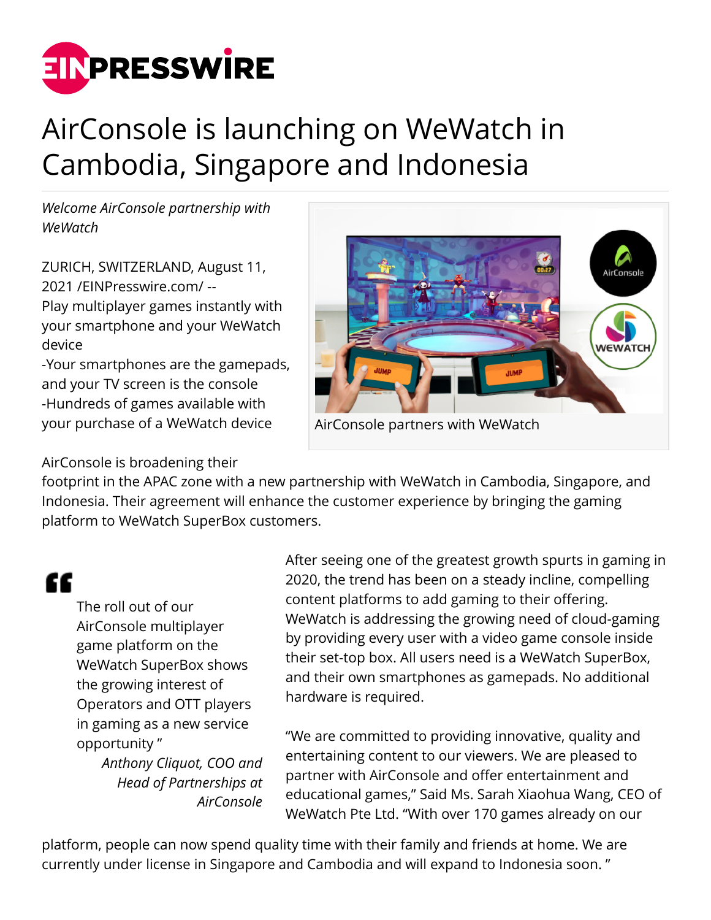# AirConsole is launching on WeWatch in Cambodia, Singapore and Indonesia

*Welcome AirConsole partnership with WeWatch*

ZURICH, SWITZERLAND, August 11, 2021 /EINPresswire.com/ --
Play multiplayer games instantly with your smartphone and your WeWatch device
-Your smartphones are the gamepads, and your TV screen is the console
-Hundreds of games available with your purchase of a WeWatch device

AirConsole partners with WeWatch

AirConsole is broadening their footprint in the APAC zone with a new partnership with WeWatch in Cambodia, Singapore, and Indonesia. Their agreement will enhance the customer experience by bringing the gaming platform to WeWatch SuperBox customers.

> The roll out of our AirConsole multiplayer game platform on the WeWatch SuperBox shows the growing interest of Operators and OTT players in gaming as a new service opportunity ”
>
> *Anthony Cliquot, COO and Head of Partnerships at AirConsole*

After seeing one of the greatest growth spurts in gaming in 2020, the trend has been on a steady incline, compelling content platforms to add gaming to their offering. WeWatch is addressing the growing need of cloud-gaming by providing every user with a video game console inside their set-top box. All users need is a WeWatch SuperBox, and their own smartphones as gamepads. No additional hardware is required.

“We are committed to providing innovative, quality and entertaining content to our viewers. We are pleased to partner with AirConsole and offer entertainment and educational games,” Said Ms. Sarah Xiaohua Wang, CEO of WeWatch Pte Ltd. “With over 170 games already on our platform, people can now spend quality time with their family and friends at home. We are currently under license in Singapore and Cambodia and will expand to Indonesia soon. ”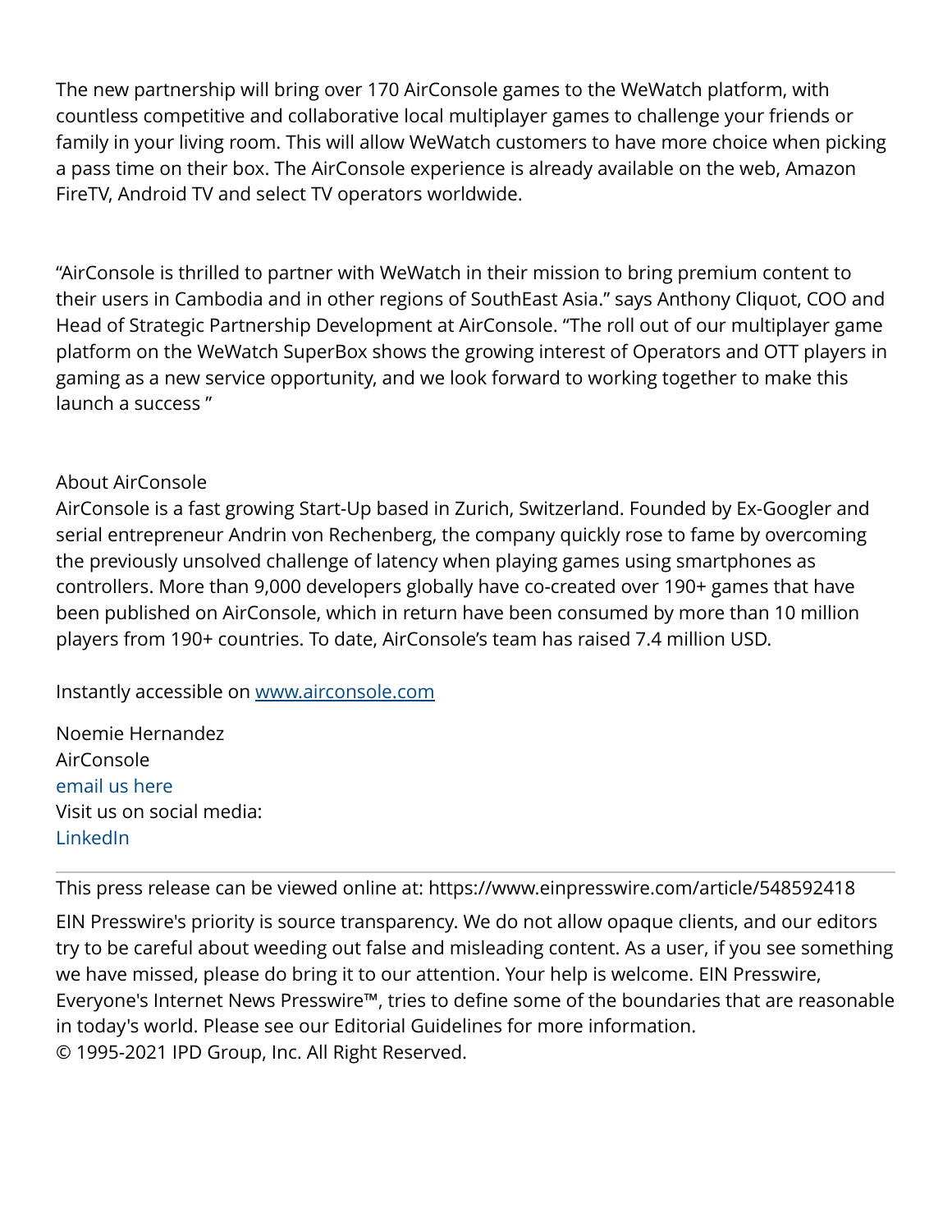The new partnership will bring over 170 AirConsole games to the WeWatch platform, with countless competitive and collaborative local multiplayer games to challenge your friends or family in your living room. This will allow WeWatch customers to have more choice when picking a pass time on their box. The AirConsole experience is already available on the web, Amazon FireTV, Android TV and select TV operators worldwide.

“AirConsole is thrilled to partner with WeWatch in their mission to bring premium content to their users in Cambodia and in other regions of SouthEast Asia.” says Anthony Cliquot, COO and Head of Strategic Partnership Development at AirConsole. “The roll out of our multiplayer game platform on the WeWatch SuperBox shows the growing interest of Operators and OTT players in gaming as a new service opportunity, and we look forward to working together to make this launch a success ”

About AirConsole
AirConsole is a fast growing Start-Up based in Zurich, Switzerland. Founded by Ex-Googler and serial entrepreneur Andrin von Rechenberg, the company quickly rose to fame by overcoming the previously unsolved challenge of latency when playing games using smartphones as controllers. More than 9,000 developers globally have co-created over 190+ games that have been published on AirConsole, which in return have been consumed by more than 10 million players from 190+ countries. To date, AirConsole’s team has raised 7.4 million USD.

Instantly accessible on [www.airconsole.com](www.airconsole.com)

Noemie Hernandez
AirConsole
email us here
Visit us on social media:
LinkedIn

---

This press release can be viewed online at: https://www.einpresswire.com/article/548592418

EIN Presswire's priority is source transparency. We do not allow opaque clients, and our editors try to be careful about weeding out false and misleading content. As a user, if you see something we have missed, please do bring it to our attention. Your help is welcome. EIN Presswire, Everyone's Internet News Presswire™, tries to define some of the boundaries that are reasonable in today's world. Please see our Editorial Guidelines for more information.
© 1995-2021 IPD Group, Inc. All Right Reserved.